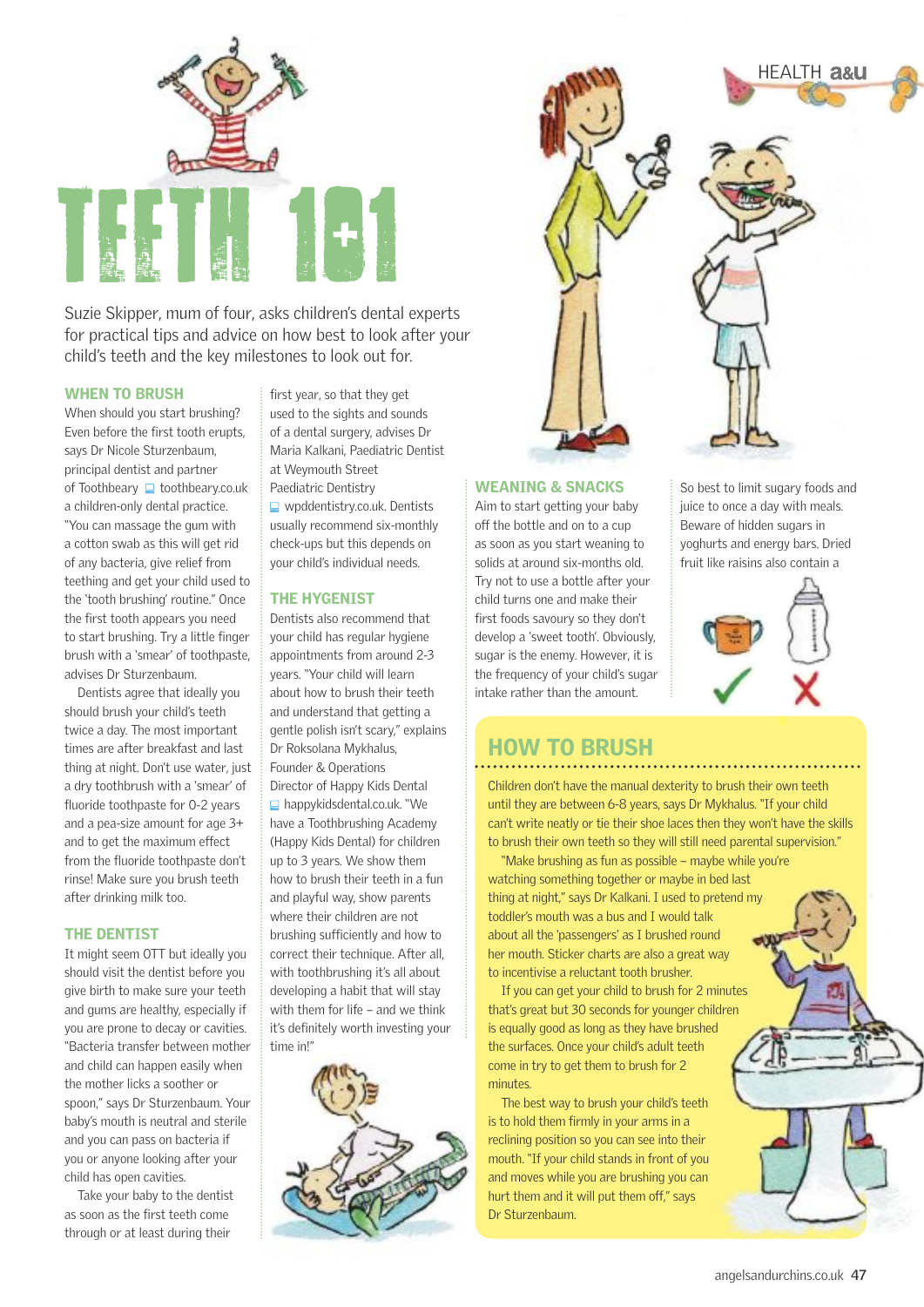# TEETH 101

Suzie Skipper, mum of four, asks children's dental experts for practical tips and advice on how best to look after your child's teeth and the key milestones to look out for.

## WHEN TO BRUSH

When should you start brushing? Even before the first tooth erupts, says Dr Nicole Sturzenbaum, principal dentist and partner of Toothbeary toothbeary.co.uk a children-only dental practice. "You can massage the gum with a cotton swab as this will get rid of any bacteria, give relief from teething and get your child used to the 'tooth brushing' routine." Once the first tooth appears you need to start brushing. Try a little finger brush with a 'smear' of toothpaste, advises Dr Sturzenbaum.

Dentists agree that ideally you should brush your child's teeth twice a day. The most important times are after breakfast and last thing at night. Don't use water, just a dry toothbrush with a 'smear' of fluoride toothpaste for 0-2 years and a pea-size amount for age 3+ and to get the maximum effect from the fluoride toothpaste don't rinse! Make sure you brush teeth after drinking milk too.

## THE DENTIST

It might seem OTT but ideally you should visit the dentist before you give birth to make sure your teeth and gums are healthy, especially if you are prone to decay or cavities. "Bacteria transfer between mother and child can happen easily when the mother licks a soother or spoon," says Dr Sturzenbaum. Your baby's mouth is neutral and sterile and you can pass on bacteria if you or anyone looking after your child has open cavities.

Take your baby to the dentist as soon as the first teeth come through or at least during their first year, so that they get used to the sights and sounds of a dental surgery, advises Dr Maria Kalkani, Paediatric Dentist at Weymouth Street Paediatric Dentistry wpddentistry.co.uk. Dentists usually recommend six-monthly check-ups but this depends on your child's individual needs.

## THE HYGENIST

Dentists also recommend that your child has regular hygiene appointments from around 2-3 years. "Your child will learn about how to brush their teeth and understand that getting a gentle polish isn't scary," explains Dr Roksolana Mykhalus, Founder & Operations Director of Happy Kids Dental happykidsdental.co.uk. "We have a Toothbrushing Academy (Happy Kids Dental) for children up to 3 years. We show them how to brush their teeth in a fun and playful way, show parents where their children are not brushing sufficiently and how to correct their technique. After all, with toothbrushing it's all about developing a habit that will stay with them for life – and we think it's definitely worth investing your time in!"

## WEANING & SNACKS

Aim to start getting your baby off the bottle and on to a cup as soon as you start weaning to solids at around six-months old. Try not to use a bottle after your child turns one and make their first foods savoury so they don't develop a 'sweet tooth'. Obviously, sugar is the enemy. However, it is the frequency of your child's sugar intake rather than the amount.

So best to limit sugary foods and juice to once a day with meals. Beware of hidden sugars in yoghurts and energy bars. Dried fruit like raisins also contain a

## HOW TO BRUSH

Children don't have the manual dexterity to brush their own teeth until they are between 6-8 years, says Dr Mykhalus. "If your child can't write neatly or tie their shoe laces then they won't have the skills to brush their own teeth so they will still need parental supervision."

"Make brushing as fun as possible – maybe while you're watching something together or maybe in bed last thing at night," says Dr Kalkani. I used to pretend my toddler's mouth was a bus and I would talk about all the 'passengers' as I brushed round her mouth. Sticker charts are also a great way to incentivise a reluctant tooth brusher.

If you can get your child to brush for 2 minutes that's great but 30 seconds for younger children is equally good as long as they have brushed the surfaces. Once your child's adult teeth come in try to get them to brush for 2 minutes.

The best way to brush your child's teeth is to hold them firmly in your arms in a reclining position so you can see into their mouth. "If your child stands in front of you and moves while you are brushing you can hurt them and it will put them off," says Dr Sturzenbaum.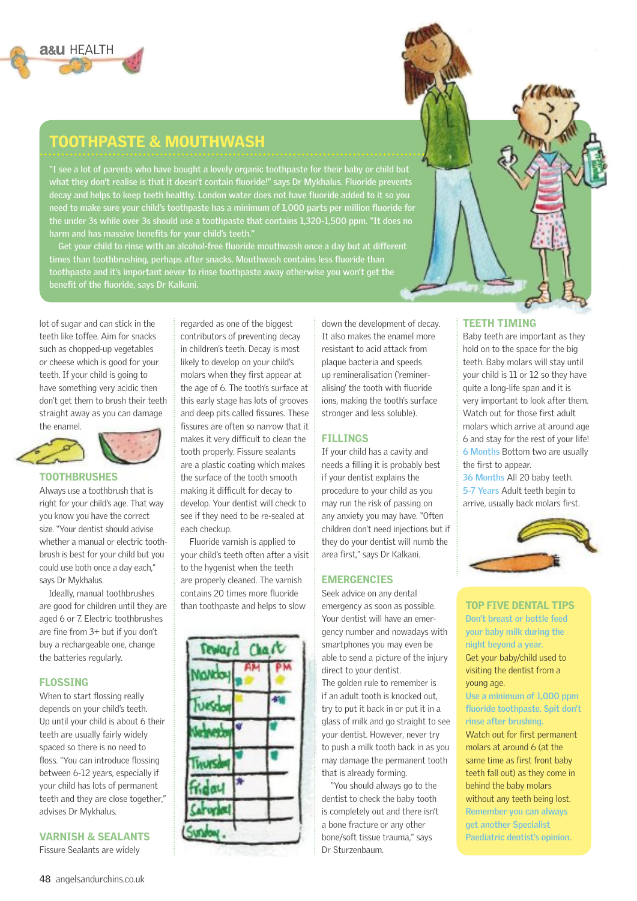## TOOTHPASTE & MOUTHWASH

"I see a lot of parents who have bought a lovely organic toothpaste for their baby or child but what they don't realise is that it doesn't contain fluoride!" says Dr Mykhalus. Fluoride prevents decay and helps to keep teeth healthy. London water does not have fluoride added to it so you need to make sure your child's toothpaste has a minimum of 1,000 parts per million fluoride for the under 3s while over 3s should use a toothpaste that contains 1,320-1,500 ppm. "It does no harm and has massive benefits for your child's teeth."

Get your child to rinse with an alcohol-free fluoride mouthwash once a day but at different times than toothbrushing, perhaps after snacks. Mouthwash contains less fluoride than toothpaste and it's important never to rinse toothpaste away otherwise you won't get the benefit of the fluoride, says Dr Kalkani.

lot of sugar and can stick in the teeth like toffee. Aim for snacks such as chopped-up vegetables or cheese which is good for your teeth. If your child is going to have something very acidic then don't get them to brush their teeth straight away as you can damage the enamel.

### TOOTHBRUSHES

Always use a toothbrush that is right for your child's age. That way you know you have the correct size. "Your dentist should advise whether a manual or electric toothbrush is best for your child but you could use both once a day each," says Dr Mykhalus.

Ideally, manual toothbrushes are good for children until they are aged 6 or 7. Electric toothbrushes are fine from 3+ but if you don't buy a rechargeable one, change the batteries regularly.

### FLOSSING

When to start flossing really depends on your child's teeth. Up until your child is about 6 their teeth are usually fairly widely spaced so there is no need to floss. "You can introduce flossing between 6-12 years, especially if your child has lots of permanent teeth and they are close together," advises Dr Mykhalus.

### VARNISH & SEALANTS

Fissure Sealants are widely regarded as one of the biggest contributors of preventing decay in children's teeth. Decay is most likely to develop on your child's molars when they first appear at the age of 6. The tooth's surface at this early stage has lots of grooves and deep pits called fissures. These fissures are often so narrow that it makes it very difficult to clean the tooth properly. Fissure sealants are a plastic coating which makes the surface of the tooth smooth making it difficult for decay to develop. Your dentist will check to see if they need to be re-sealed at each checkup.

Fluoride varnish is applied to your child's teeth often after a visit to the hygenist when the teeth are properly cleaned. The varnish contains 20 times more fluoride than toothpaste and helps to slow down the development of decay. It also makes the enamel more resistant to acid attack from plaque bacteria and speeds up remineralisation ('remineralising' the tooth with fluoride ions, making the tooth's surface stronger and less soluble).

Reward Chart

| | AM | PM |
|---|---|---|
| Monday | | |
| Tuesday | | |
| Wednesday | | |
| Thursday | | |
| Friday | | |
| Saturday | | |
| Sunday. | | |

### FILLINGS

If your child has a cavity and needs a filling it is probably best if your dentist explains the procedure to your child as you may run the risk of passing on any anxiety you may have. "Often children don't need injections but if they do your dentist will numb the area first," says Dr Kalkani.

### EMERGENCIES

Seek advice on any dental emergency as soon as possible. Your dentist will have an emergency number and nowadays with smartphones you may even be able to send a picture of the injury direct to your dentist.

The golden rule to remember is if an adult tooth is knocked out, try to put it back in or put it in a glass of milk and go straight to see your dentist. However, never try to push a milk tooth back in as you may damage the permanent tooth that is already forming.

"You should always go to the dentist to check the baby tooth is completely out and there isn't a bone fracture or any other bone/soft tissue trauma," says Dr Sturzenbaum.

### TEETH TIMING

Baby teeth are important as they hold on to the space for the big teeth. Baby molars will stay until your child is 11 or 12 so they have quite a long-life span and it is very important to look after them. Watch out for those first adult molars which arrive at around age 6 and stay for the rest of your life!

6 Months Bottom two are usually the first to appear.

36 Months All 20 baby teeth.

5-7 Years Adult teeth begin to arrive, usually back molars first.

### TOP FIVE DENTAL TIPS

Don't breast or bottle feed your baby milk during the night beyond a year.

Get your baby/child used to visiting the dentist from a young age.

Use a minimum of 1,000 ppm fluoride toothpaste. Spit don't rinse after brushing.

Watch out for first permanent molars at around 6 (at the same time as first front baby teeth fall out) as they come in behind the baby molars without any teeth being lost.

Remember you can always get another Specialist Paediatric dentist's opinion.